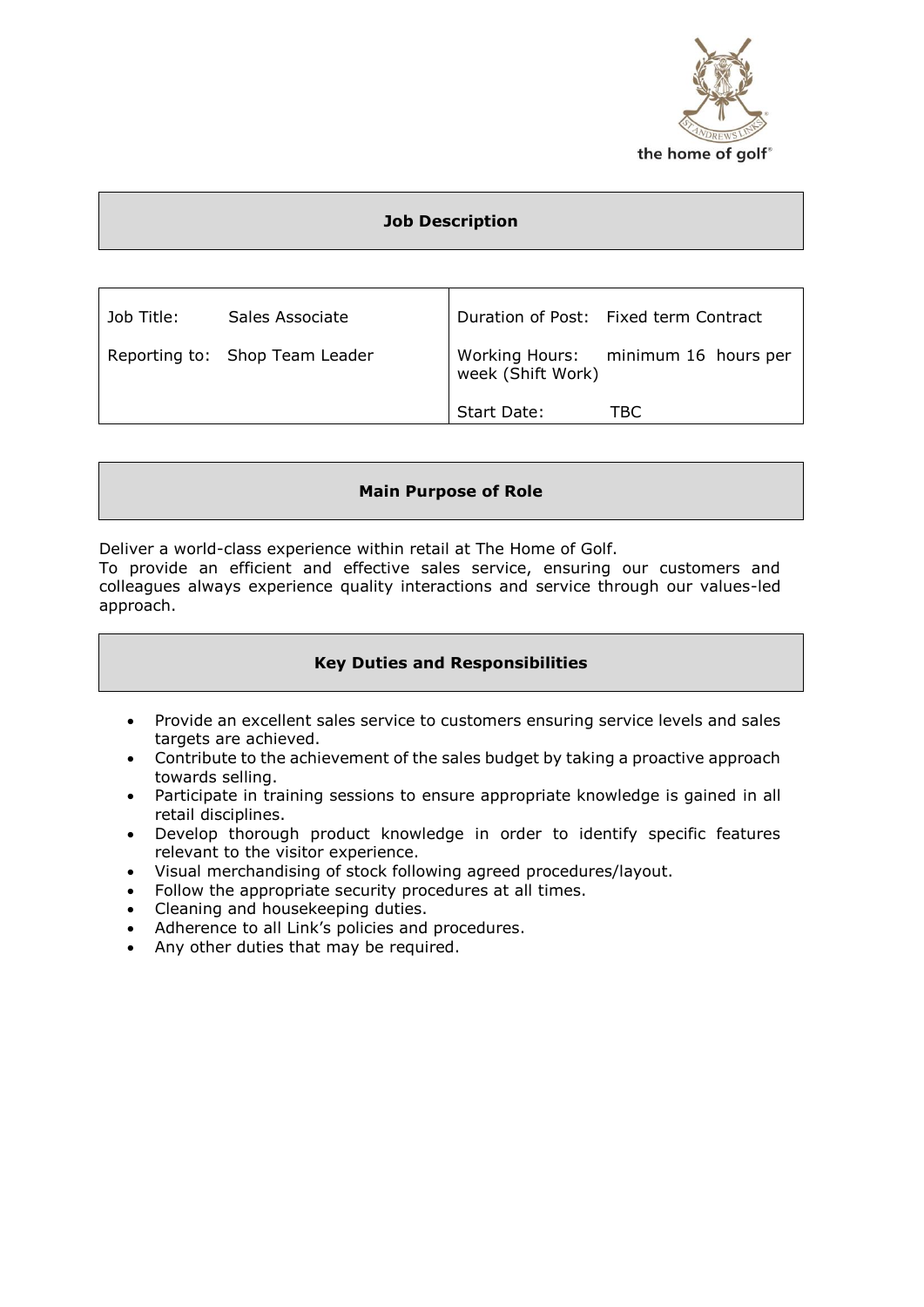the home of golf®

## Job Description

| | | | |
|---|---|---|---|
| Job Title: | Sales Associate | Duration of Post: | Fixed term Contract |
| Reporting to: | Shop Team Leader | Working Hours: week (Shift Work) | minimum 16 hours per |
| | | Start Date: | TBC |

## Main Purpose of Role

Deliver a world-class experience within retail at The Home of Golf.
To provide an efficient and effective sales service, ensuring our customers and colleagues always experience quality interactions and service through our values-led approach.

## Key Duties and Responsibilities

- Provide an excellent sales service to customers ensuring service levels and sales targets are achieved.
- Contribute to the achievement of the sales budget by taking a proactive approach towards selling.
- Participate in training sessions to ensure appropriate knowledge is gained in all retail disciplines.
- Develop thorough product knowledge in order to identify specific features relevant to the visitor experience.
- Visual merchandising of stock following agreed procedures/layout.
- Follow the appropriate security procedures at all times.
- Cleaning and housekeeping duties.
- Adherence to all Link's policies and procedures.
- Any other duties that may be required.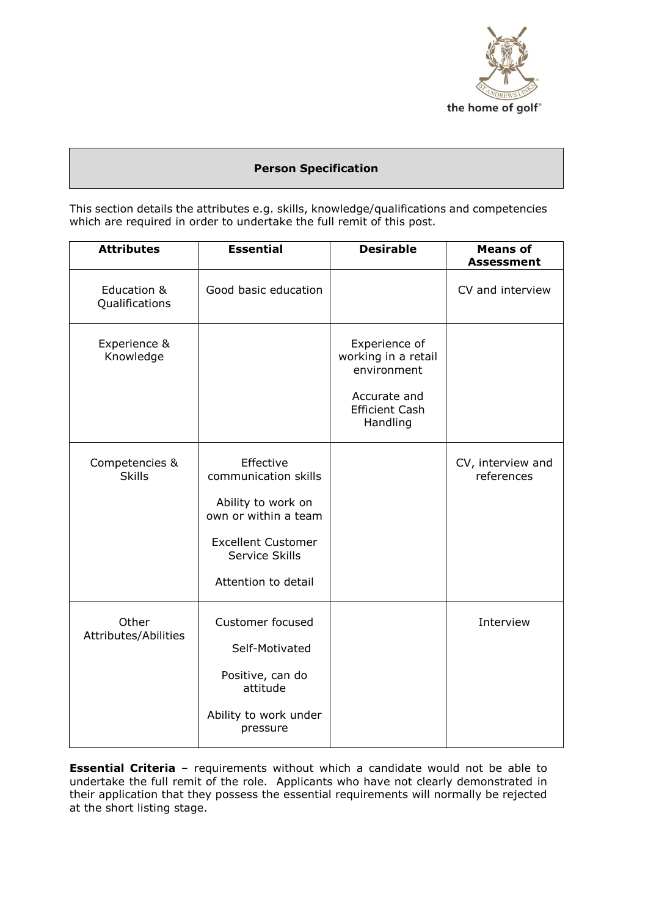## Person Specification

This section details the attributes e.g. skills, knowledge/qualifications and competencies which are required in order to undertake the full remit of this post.

| Attributes | Essential | Desirable | Means of Assessment |
|---|---|---|---|
| Education & Qualifications | Good basic education | | CV and interview |
| Experience & Knowledge | | Experience of working in a retail environment<br><br>Accurate and Efficient Cash Handling | |
| Competencies & Skills | Effective communication skills<br><br>Ability to work on own or within a team<br><br>Excellent Customer Service Skills<br><br>Attention to detail | | CV, interview and references |
| Other Attributes/Abilities | Customer focused<br><br>Self-Motivated<br><br>Positive, can do attitude<br><br>Ability to work under pressure | | Interview |

**Essential Criteria** – requirements without which a candidate would not be able to undertake the full remit of the role. Applicants who have not clearly demonstrated in their application that they possess the essential requirements will normally be rejected at the short listing stage.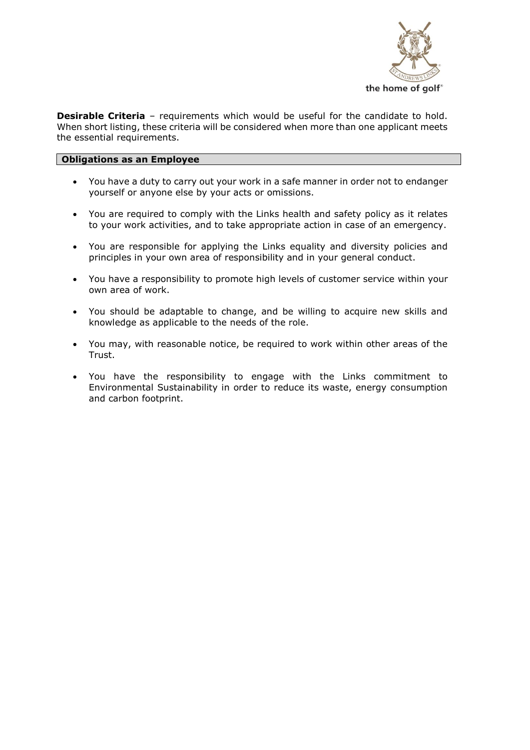**Desirable Criteria** – requirements which would be useful for the candidate to hold. When short listing, these criteria will be considered when more than one applicant meets the essential requirements.

## Obligations as an Employee

- You have a duty to carry out your work in a safe manner in order not to endanger yourself or anyone else by your acts or omissions.
- You are required to comply with the Links health and safety policy as it relates to your work activities, and to take appropriate action in case of an emergency.
- You are responsible for applying the Links equality and diversity policies and principles in your own area of responsibility and in your general conduct.
- You have a responsibility to promote high levels of customer service within your own area of work.
- You should be adaptable to change, and be willing to acquire new skills and knowledge as applicable to the needs of the role.
- You may, with reasonable notice, be required to work within other areas of the Trust.
- You have the responsibility to engage with the Links commitment to Environmental Sustainability in order to reduce its waste, energy consumption and carbon footprint.